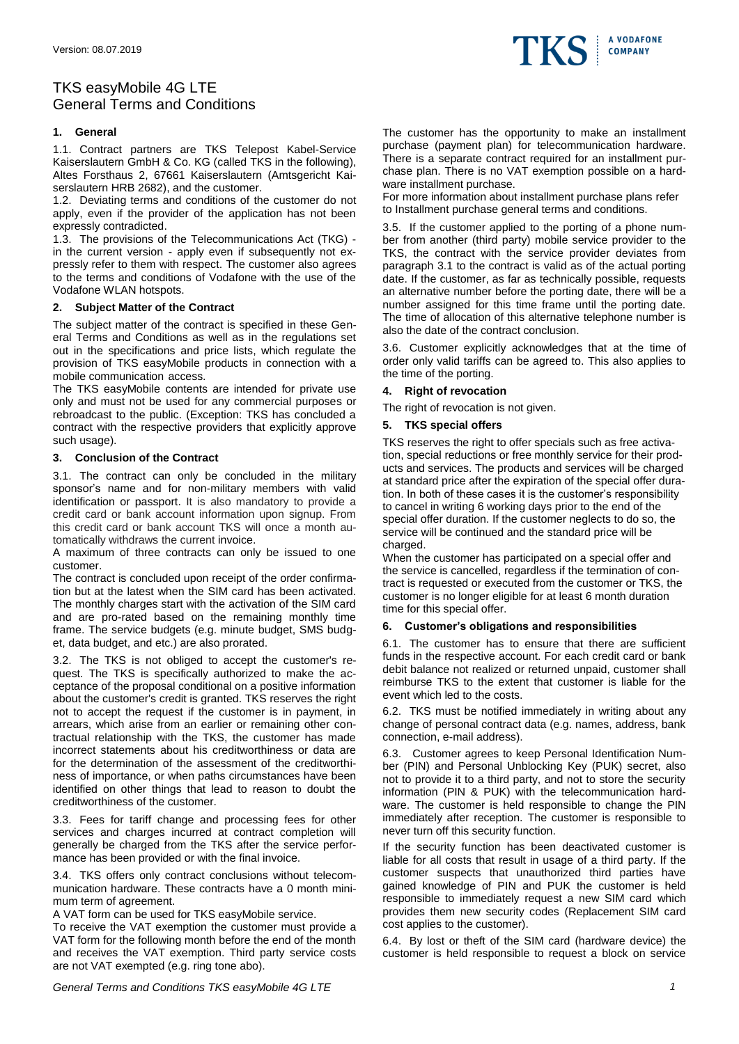Version: 08.07.2019

# TKS easyMobile 4G LTE
# General Terms and Conditions

## 1. General

1.1. Contract partners are TKS Telepost Kabel-Service Kaiserslautern GmbH & Co. KG (called TKS in the following), Altes Forsthaus 2, 67661 Kaiserslautern (Amtsgericht Kaiserslautern HRB 2682), and the customer.

1.2. Deviating terms and conditions of the customer do not apply, even if the provider of the application has not been expressly contradicted.

1.3. The provisions of the Telecommunications Act (TKG) - in the current version - apply even if subsequently not expressly refer to them with respect. The customer also agrees to the terms and conditions of Vodafone with the use of the Vodafone WLAN hotspots.

## 2. Subject Matter of the Contract

The subject matter of the contract is specified in these General Terms and Conditions as well as in the regulations set out in the specifications and price lists, which regulate the provision of TKS easyMobile products in connection with a mobile communication access.

The TKS easyMobile contents are intended for private use only and must not be used for any commercial purposes or rebroadcast to the public. (Exception: TKS has concluded a contract with the respective providers that explicitly approve such usage).

## 3. Conclusion of the Contract

3.1. The contract can only be concluded in the military sponsor's name and for non-military members with valid identification or passport. It is also mandatory to provide a credit card or bank account information upon signup. From this credit card or bank account TKS will once a month automatically withdraws the current invoice.

A maximum of three contracts can only be issued to one customer.

The contract is concluded upon receipt of the order confirmation but at the latest when the SIM card has been activated. The monthly charges start with the activation of the SIM card and are pro-rated based on the remaining monthly time frame. The service budgets (e.g. minute budget, SMS budget, data budget, and etc.) are also prorated.

3.2. The TKS is not obliged to accept the customer's request. The TKS is specifically authorized to make the acceptance of the proposal conditional on a positive information about the customer's credit is granted. TKS reserves the right not to accept the request if the customer is in payment, in arrears, which arise from an earlier or remaining other contractual relationship with the TKS, the customer has made incorrect statements about his creditworthiness or data are for the determination of the assessment of the creditworthiness of importance, or when paths circumstances have been identified on other things that lead to reason to doubt the creditworthiness of the customer.

3.3. Fees for tariff change and processing fees for other services and charges incurred at contract completion will generally be charged from the TKS after the service performance has been provided or with the final invoice.

3.4. TKS offers only contract conclusions without telecommunication hardware. These contracts have a 0 month minimum term of agreement.

A VAT form can be used for TKS easyMobile service.

To receive the VAT exemption the customer must provide a VAT form for the following month before the end of the month and receives the VAT exemption. Third party service costs are not VAT exempted (e.g. ring tone abo).

The customer has the opportunity to make an installment purchase (payment plan) for telecommunication hardware. There is a separate contract required for an installment purchase plan. There is no VAT exemption possible on a hardware installment purchase.

For more information about installment purchase plans refer to Installment purchase general terms and conditions.

3.5. If the customer applied to the porting of a phone number from another (third party) mobile service provider to the TKS, the contract with the service provider deviates from paragraph 3.1 to the contract is valid as of the actual porting date. If the customer, as far as technically possible, requests an alternative number before the porting date, there will be a number assigned for this time frame until the porting date. The time of allocation of this alternative telephone number is also the date of the contract conclusion.

3.6. Customer explicitly acknowledges that at the time of order only valid tariffs can be agreed to. This also applies to the time of the porting.

## 4. Right of revocation

The right of revocation is not given.

## 5. TKS special offers

TKS reserves the right to offer specials such as free activation, special reductions or free monthly service for their products and services. The products and services will be charged at standard price after the expiration of the special offer duration. In both of these cases it is the customer's responsibility to cancel in writing 6 working days prior to the end of the special offer duration. If the customer neglects to do so, the service will be continued and the standard price will be charged.

When the customer has participated on a special offer and the service is cancelled, regardless if the termination of contract is requested or executed from the customer or TKS, the customer is no longer eligible for at least 6 month duration time for this special offer.

## 6. Customer's obligations and responsibilities

6.1. The customer has to ensure that there are sufficient funds in the respective account. For each credit card or bank debit balance not realized or returned unpaid, customer shall reimburse TKS to the extent that customer is liable for the event which led to the costs.

6.2. TKS must be notified immediately in writing about any change of personal contract data (e.g. names, address, bank connection, e-mail address).

6.3. Customer agrees to keep Personal Identification Number (PIN) and Personal Unblocking Key (PUK) secret, also not to provide it to a third party, and not to store the security information (PIN & PUK) with the telecommunication hardware. The customer is held responsible to change the PIN immediately after reception. The customer is responsible to never turn off this security function.

If the security function has been deactivated customer is liable for all costs that result in usage of a third party. If the customer suspects that unauthorized third parties have gained knowledge of PIN and PUK the customer is held responsible to immediately request a new SIM card which provides them new security codes (Replacement SIM card cost applies to the customer).

6.4. By lost or theft of the SIM card (hardware device) the customer is held responsible to request a block on service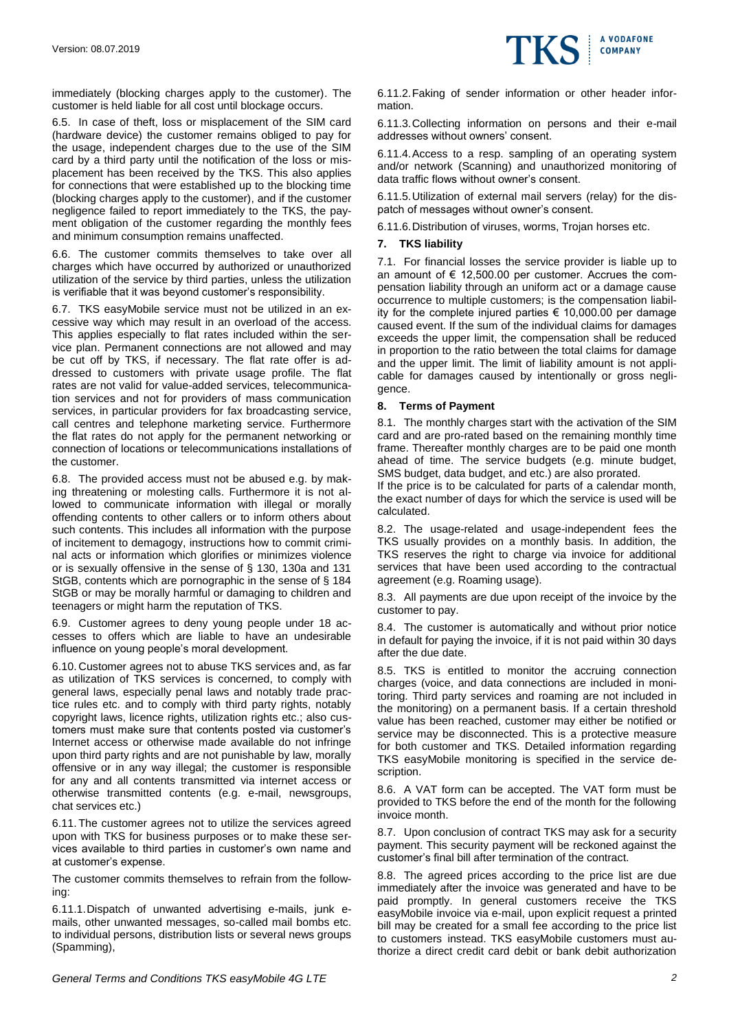immediately (blocking charges apply to the customer). The customer is held liable for all cost until blockage occurs.

6.5. In case of theft, loss or misplacement of the SIM card (hardware device) the customer remains obliged to pay for the usage, independent charges due to the use of the SIM card by a third party until the notification of the loss or misplacement has been received by the TKS. This also applies for connections that were established up to the blocking time (blocking charges apply to the customer), and if the customer negligence failed to report immediately to the TKS, the payment obligation of the customer regarding the monthly fees and minimum consumption remains unaffected.

6.6. The customer commits themselves to take over all charges which have occurred by authorized or unauthorized utilization of the service by third parties, unless the utilization is verifiable that it was beyond customer's responsibility.

6.7. TKS easyMobile service must not be utilized in an excessive way which may result in an overload of the access. This applies especially to flat rates included within the service plan. Permanent connections are not allowed and may be cut off by TKS, if necessary. The flat rate offer is addressed to customers with private usage profile. The flat rates are not valid for value-added services, telecommunication services and not for providers of mass communication services, in particular providers for fax broadcasting service, call centres and telephone marketing service. Furthermore the flat rates do not apply for the permanent networking or connection of locations or telecommunications installations of the customer.

6.8. The provided access must not be abused e.g. by making threatening or molesting calls. Furthermore it is not allowed to communicate information with illegal or morally offending contents to other callers or to inform others about such contents. This includes all information with the purpose of incitement to demagogy, instructions how to commit criminal acts or information which glorifies or minimizes violence or is sexually offensive in the sense of § 130, 130a and 131 StGB, contents which are pornographic in the sense of § 184 StGB or may be morally harmful or damaging to children and teenagers or might harm the reputation of TKS.

6.9. Customer agrees to deny young people under 18 accesses to offers which are liable to have an undesirable influence on young people's moral development.

6.10. Customer agrees not to abuse TKS services and, as far as utilization of TKS services is concerned, to comply with general laws, especially penal laws and notably trade practice rules etc. and to comply with third party rights, notably copyright laws, licence rights, utilization rights etc.; also customers must make sure that contents posted via customer's Internet access or otherwise made available do not infringe upon third party rights and are not punishable by law, morally offensive or in any way illegal; the customer is responsible for any and all contents transmitted via internet access or otherwise transmitted contents (e.g. e-mail, newsgroups, chat services etc.)

6.11. The customer agrees not to utilize the services agreed upon with TKS for business purposes or to make these services available to third parties in customer's own name and at customer's expense.

The customer commits themselves to refrain from the following:

6.11.1. Dispatch of unwanted advertising e-mails, junk e-mails, other unwanted messages, so-called mail bombs etc. to individual persons, distribution lists or several news groups (Spamming),

6.11.2. Faking of sender information or other header information.

6.11.3. Collecting information on persons and their e-mail addresses without owners' consent.

6.11.4. Access to a resp. sampling of an operating system and/or network (Scanning) and unauthorized monitoring of data traffic flows without owner's consent.

6.11.5. Utilization of external mail servers (relay) for the dispatch of messages without owner's consent.

6.11.6. Distribution of viruses, worms, Trojan horses etc.

## 7. TKS liability

7.1. For financial losses the service provider is liable up to an amount of € 12,500.00 per customer. Accrues the compensation liability through an uniform act or a damage cause occurrence to multiple customers; is the compensation liability for the complete injured parties € 10,000.00 per damage caused event. If the sum of the individual claims for damages exceeds the upper limit, the compensation shall be reduced in proportion to the ratio between the total claims for damage and the upper limit. The limit of liability amount is not applicable for damages caused by intentionally or gross negligence.

## 8. Terms of Payment

8.1. The monthly charges start with the activation of the SIM card and are pro-rated based on the remaining monthly time frame. Thereafter monthly charges are to be paid one month ahead of time. The service budgets (e.g. minute budget, SMS budget, data budget, and etc.) are also prorated.

If the price is to be calculated for parts of a calendar month, the exact number of days for which the service is used will be calculated.

8.2. The usage-related and usage-independent fees the TKS usually provides on a monthly basis. In addition, the TKS reserves the right to charge via invoice for additional services that have been used according to the contractual agreement (e.g. Roaming usage).

8.3. All payments are due upon receipt of the invoice by the customer to pay.

8.4. The customer is automatically and without prior notice in default for paying the invoice, if it is not paid within 30 days after the due date.

8.5. TKS is entitled to monitor the accruing connection charges (voice, and data connections are included in monitoring. Third party services and roaming are not included in the monitoring) on a permanent basis. If a certain threshold value has been reached, customer may either be notified or service may be disconnected. This is a protective measure for both customer and TKS. Detailed information regarding TKS easyMobile monitoring is specified in the service description.

8.6. A VAT form can be accepted. The VAT form must be provided to TKS before the end of the month for the following invoice month.

8.7. Upon conclusion of contract TKS may ask for a security payment. This security payment will be reckoned against the customer's final bill after termination of the contract.

8.8. The agreed prices according to the price list are due immediately after the invoice was generated and have to be paid promptly. In general customers receive the TKS easyMobile invoice via e-mail, upon explicit request a printed bill may be created for a small fee according to the price list to customers instead. TKS easyMobile customers must authorize a direct credit card debit or bank debit authorization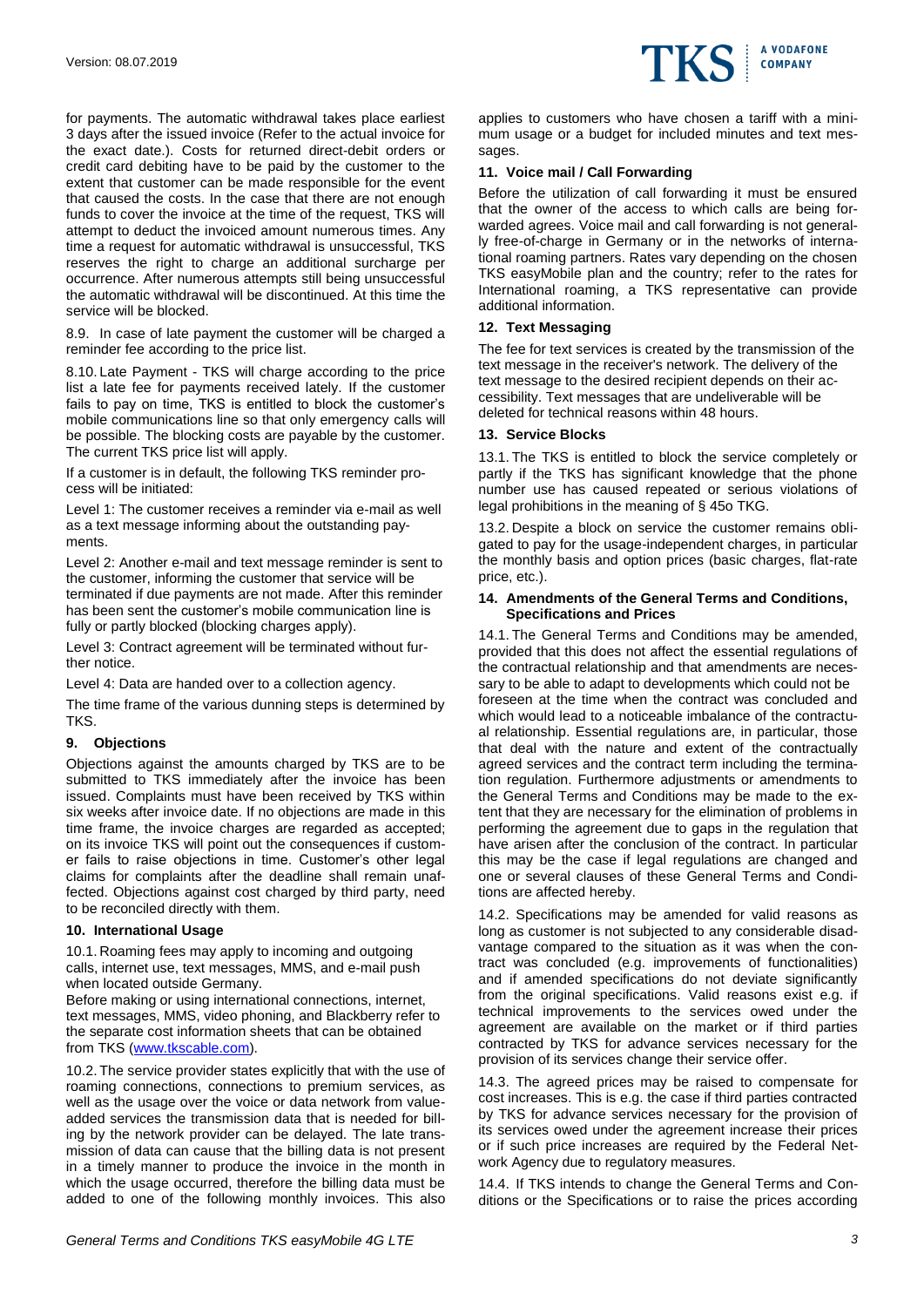for payments. The automatic withdrawal takes place earliest 3 days after the issued invoice (Refer to the actual invoice for the exact date.). Costs for returned direct-debit orders or credit card debiting have to be paid by the customer to the extent that customer can be made responsible for the event that caused the costs. In the case that there are not enough funds to cover the invoice at the time of the request, TKS will attempt to deduct the invoiced amount numerous times. Any time a request for automatic withdrawal is unsuccessful, TKS reserves the right to charge an additional surcharge per occurrence. After numerous attempts still being unsuccessful the automatic withdrawal will be discontinued. At this time the service will be blocked.

8.9. In case of late payment the customer will be charged a reminder fee according to the price list.

8.10. Late Payment - TKS will charge according to the price list a late fee for payments received lately. If the customer fails to pay on time, TKS is entitled to block the customer's mobile communications line so that only emergency calls will be possible. The blocking costs are payable by the customer. The current TKS price list will apply.

If a customer is in default, the following TKS reminder process will be initiated:

Level 1: The customer receives a reminder via e-mail as well as a text message informing about the outstanding payments.

Level 2: Another e-mail and text message reminder is sent to the customer, informing the customer that service will be terminated if due payments are not made. After this reminder has been sent the customer's mobile communication line is fully or partly blocked (blocking charges apply).

Level 3: Contract agreement will be terminated without further notice.

Level 4: Data are handed over to a collection agency.

The time frame of the various dunning steps is determined by TKS.

## 9. Objections

Objections against the amounts charged by TKS are to be submitted to TKS immediately after the invoice has been issued. Complaints must have been received by TKS within six weeks after invoice date. If no objections are made in this time frame, the invoice charges are regarded as accepted; on its invoice TKS will point out the consequences if customer fails to raise objections in time. Customer's other legal claims for complaints after the deadline shall remain unaffected. Objections against cost charged by third party, need to be reconciled directly with them.

## 10. International Usage

10.1. Roaming fees may apply to incoming and outgoing calls, internet use, text messages, MMS, and e-mail push when located outside Germany.
Before making or using international connections, internet, text messages, MMS, video phoning, and Blackberry refer to the separate cost information sheets that can be obtained from TKS (www.tkscable.com).

10.2. The service provider states explicitly that with the use of roaming connections, connections to premium services, as well as the usage over the voice or data network from value-added services the transmission data that is needed for billing by the network provider can be delayed. The late transmission of data can cause that the billing data is not present in a timely manner to produce the invoice in the month in which the usage occurred, therefore the billing data must be added to one of the following monthly invoices. This also applies to customers who have chosen a tariff with a minimum usage or a budget for included minutes and text messages.

## 11. Voice mail / Call Forwarding

Before the utilization of call forwarding it must be ensured that the owner of the access to which calls are being forwarded agrees. Voice mail and call forwarding is not generally free-of-charge in Germany or in the networks of international roaming partners. Rates vary depending on the chosen TKS easyMobile plan and the country; refer to the rates for International roaming, a TKS representative can provide additional information.

## 12. Text Messaging

The fee for text services is created by the transmission of the text message in the receiver's network. The delivery of the text message to the desired recipient depends on their accessibility. Text messages that are undeliverable will be deleted for technical reasons within 48 hours.

## 13. Service Blocks

13.1. The TKS is entitled to block the service completely or partly if the TKS has significant knowledge that the phone number use has caused repeated or serious violations of legal prohibitions in the meaning of § 45o TKG.

13.2. Despite a block on service the customer remains obligated to pay for the usage-independent charges, in particular the monthly basis and option prices (basic charges, flat-rate price, etc.).

## 14. Amendments of the General Terms and Conditions, Specifications and Prices

14.1. The General Terms and Conditions may be amended, provided that this does not affect the essential regulations of the contractual relationship and that amendments are necessary to be able to adapt to developments which could not be foreseen at the time when the contract was concluded and which would lead to a noticeable imbalance of the contractual relationship. Essential regulations are, in particular, those that deal with the nature and extent of the contractually agreed services and the contract term including the termination regulation. Furthermore adjustments or amendments to the General Terms and Conditions may be made to the extent that they are necessary for the elimination of problems in performing the agreement due to gaps in the regulation that have arisen after the conclusion of the contract. In particular this may be the case if legal regulations are changed and one or several clauses of these General Terms and Conditions are affected hereby.

14.2. Specifications may be amended for valid reasons as long as customer is not subjected to any considerable disadvantage compared to the situation as it was when the contract was concluded (e.g. improvements of functionalities) and if amended specifications do not deviate significantly from the original specifications. Valid reasons exist e.g. if technical improvements to the services owed under the agreement are available on the market or if third parties contracted by TKS for advance services necessary for the provision of its services change their service offer.

14.3. The agreed prices may be raised to compensate for cost increases. This is e.g. the case if third parties contracted by TKS for advance services necessary for the provision of its services owed under the agreement increase their prices or if such price increases are required by the Federal Network Agency due to regulatory measures.

14.4. If TKS intends to change the General Terms and Conditions or the Specifications or to raise the prices according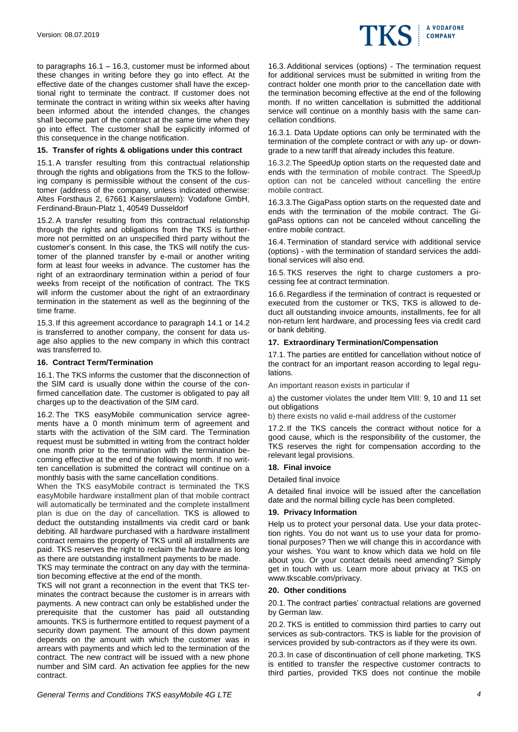to paragraphs 16.1 – 16.3, customer must be informed about these changes in writing before they go into effect. At the effective date of the changes customer shall have the exceptional right to terminate the contract. If customer does not terminate the contract in writing within six weeks after having been informed about the intended changes, the changes shall become part of the contract at the same time when they go into effect. The customer shall be explicitly informed of this consequence in the change notification.

**15. Transfer of rights & obligations under this contract**

15.1. A transfer resulting from this contractual relationship through the rights and obligations from the TKS to the following company is permissible without the consent of the customer (address of the company, unless indicated otherwise: Altes Forsthaus 2, 67661 Kaiserslautern): Vodafone GmbH, Ferdinand-Braun-Platz 1, 40549 Dusseldorf

15.2. A transfer resulting from this contractual relationship through the rights and obligations from the TKS is furthermore not permitted on an unspecified third party without the customer's consent. In this case, the TKS will notify the customer of the planned transfer by e-mail or another writing form at least four weeks in advance. The customer has the right of an extraordinary termination within a period of four weeks from receipt of the notification of contract. The TKS will inform the customer about the right of an extraordinary termination in the statement as well as the beginning of the time frame.

15.3. If this agreement accordance to paragraph 14.1 or 14.2 is transferred to another company, the consent for data usage also applies to the new company in which this contract was transferred to.

**16. Contract Term/Termination**

16.1. The TKS informs the customer that the disconnection of the SIM card is usually done within the course of the confirmed cancellation date. The customer is obligated to pay all charges up to the deactivation of the SIM card.

16.2. The TKS easyMobile communication service agreements have a 0 month minimum term of agreement and starts with the activation of the SIM card. The Termination request must be submitted in writing from the contract holder one month prior to the termination with the termination becoming effective at the end of the following month. If no written cancellation is submitted the contract will continue on a monthly basis with the same cancellation conditions.
When the TKS easyMobile contract is terminated the TKS easyMobile hardware installment plan of that mobile contract will automatically be terminated and the complete installment plan is due on the day of cancellation. TKS is allowed to deduct the outstanding installments via credit card or bank debiting. All hardware purchased with a hardware installment contract remains the property of TKS until all installments are paid. TKS reserves the right to reclaim the hardware as long as there are outstanding installment payments to be made.
TKS may terminate the contract on any day with the termination becoming effective at the end of the month.
TKS will not grant a reconnection in the event that TKS terminates the contract because the customer is in arrears with payments. A new contract can only be established under the prerequisite that the customer has paid all outstanding amounts. TKS is furthermore entitled to request payment of a security down payment. The amount of this down payment depends on the amount with which the customer was in arrears with payments and which led to the termination of the contract. The new contract will be issued with a new phone number and SIM card. An activation fee applies for the new contract.

16.3. Additional services (options) - The termination request for additional services must be submitted in writing from the contract holder one month prior to the cancellation date with the termination becoming effective at the end of the following month. If no written cancellation is submitted the additional service will continue on a monthly basis with the same cancellation conditions.

16.3.1. Data Update options can only be terminated with the termination of the complete contract or with any up- or downgrade to a new tariff that already includes this feature.

16.3.2.The SpeedUp option starts on the requested date and ends with the termination of mobile contract. The SpeedUp option can not be canceled without cancelling the entire mobile contract.

16.3.3.The GigaPass option starts on the requested date and ends with the termination of the mobile contract. The GigaPass options can not be canceled without cancelling the entire mobile contract.

16.4. Termination of standard service with additional service (options) - with the termination of standard services the additional services will also end.

16.5. TKS reserves the right to charge customers a processing fee at contract termination.

16.6. Regardless if the termination of contract is requested or executed from the customer or TKS, TKS is allowed to deduct all outstanding invoice amounts, installments, fee for all non-return lent hardware, and processing fees via credit card or bank debiting.

**17. Extraordinary Termination/Compensation**

17.1. The parties are entitled for cancellation without notice of the contract for an important reason according to legal regulations.

An important reason exists in particular if

a) the customer violates the under Item VIII: 9, 10 and 11 set out obligations
b) there exists no valid e-mail address of the customer

17.2. If the TKS cancels the contract without notice for a good cause, which is the responsibility of the customer, the TKS reserves the right for compensation according to the relevant legal provisions.

**18. Final invoice**

Detailed final invoice

A detailed final invoice will be issued after the cancellation date and the normal billing cycle has been completed.

**19. Privacy Information**

Help us to protect your personal data. Use your data protection rights. You do not want us to use your data for promotional purposes? Then we will change this in accordance with your wishes. You want to know which data we hold on file about you. Or your contact details need amending? Simply get in touch with us. Learn more about privacy at TKS on www.tkscable.com/privacy.

**20. Other conditions**

20.1. The contract parties' contractual relations are governed by German law.

20.2. TKS is entitled to commission third parties to carry out services as sub-contractors. TKS is liable for the provision of services provided by sub-contractors as if they were its own.

20.3. In case of discontinuation of cell phone marketing, TKS is entitled to transfer the respective customer contracts to third parties, provided TKS does not continue the mobile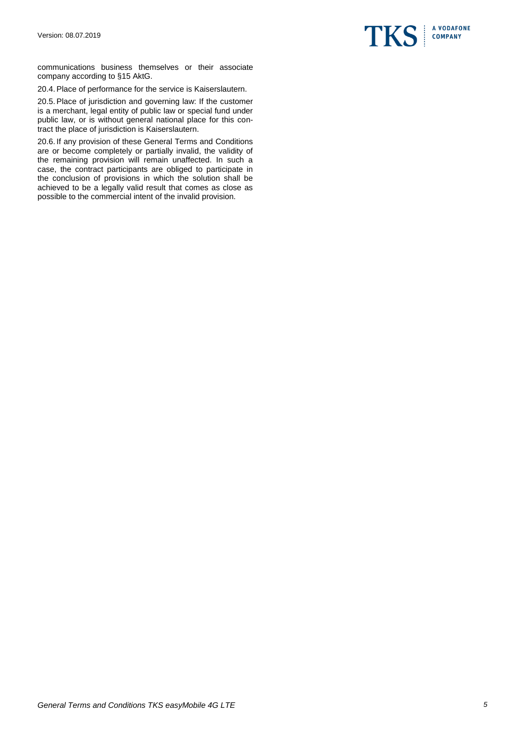communications business themselves or their associate company according to §15 AktG.

20.4. Place of performance for the service is Kaiserslautern.

20.5. Place of jurisdiction and governing law: If the customer is a merchant, legal entity of public law or special fund under public law, or is without general national place for this contract the place of jurisdiction is Kaiserslautern.

20.6. If any provision of these General Terms and Conditions are or become completely or partially invalid, the validity of the remaining provision will remain unaffected. In such a case, the contract participants are obliged to participate in the conclusion of provisions in which the solution shall be achieved to be a legally valid result that comes as close as possible to the commercial intent of the invalid provision.